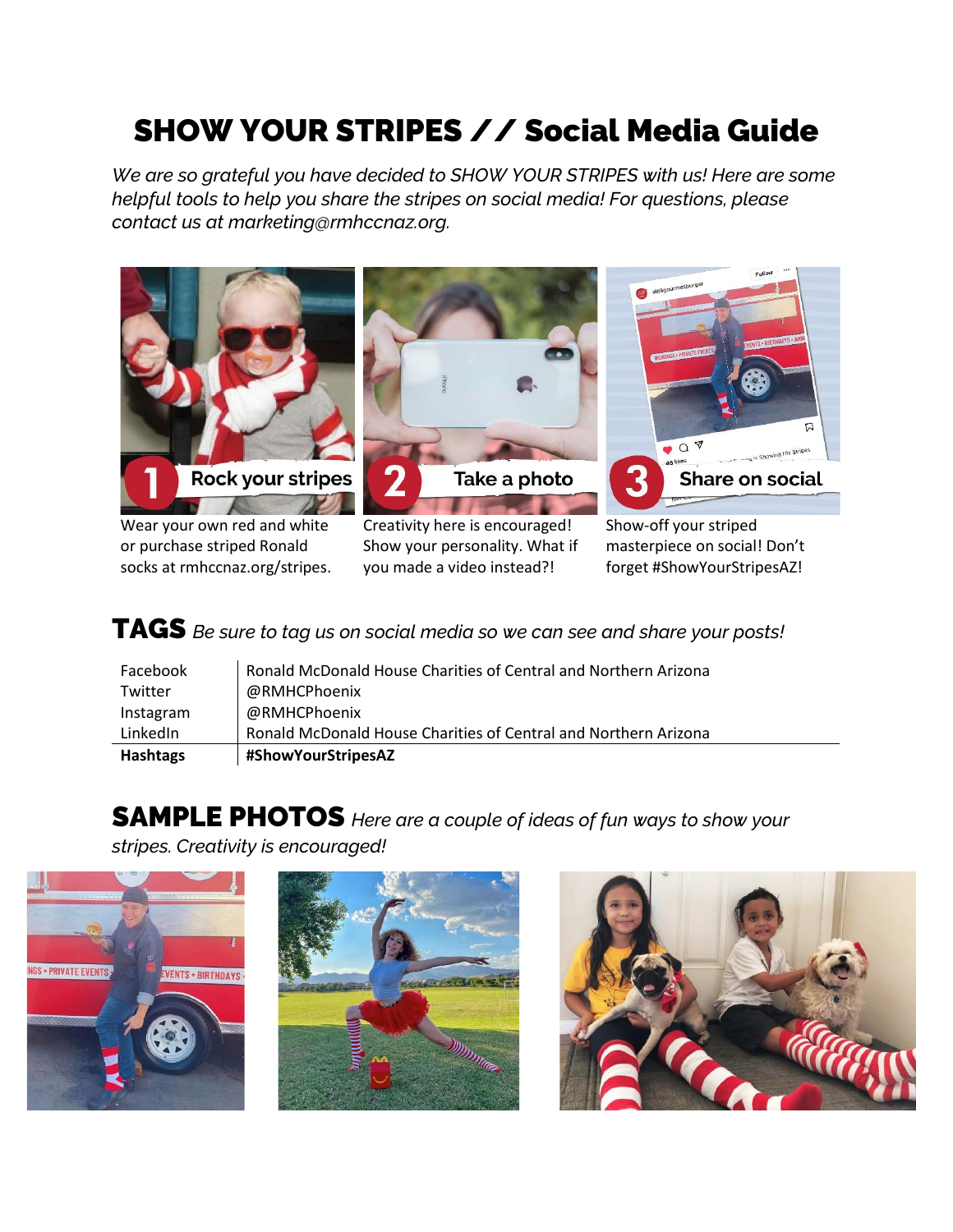# SHOW YOUR STRIPES // Social Media Guide

*We are so grateful you have decided to SHOW YOUR STRIPES with us! Here are some helpful tools to help you share the stripes on social media! For questions, please contact us at marketing@rmhccnaz.org.*

**1 Rock your stripes**

Wear your own red and white or purchase striped Ronald socks at rmhccnaz.org/stripes.

**2 Take a photo**

Creativity here is encouraged! Show your personality. What if you made a video instead?!

**3 Share on social**

Show-off your striped masterpiece on social! Don't forget #ShowYourStripesAZ!

## TAGS *Be sure to tag us on social media so we can see and share your posts!*

| | |
|---|---|
| Facebook | Ronald McDonald House Charities of Central and Northern Arizona |
| Twitter | @RMHCPhoenix |
| Instagram | @RMHCPhoenix |
| LinkedIn | Ronald McDonald House Charities of Central and Northern Arizona |
| **Hashtags** | **#ShowYourStripesAZ** |

## SAMPLE PHOTOS *Here are a couple of ideas of fun ways to show your stripes. Creativity is encouraged!*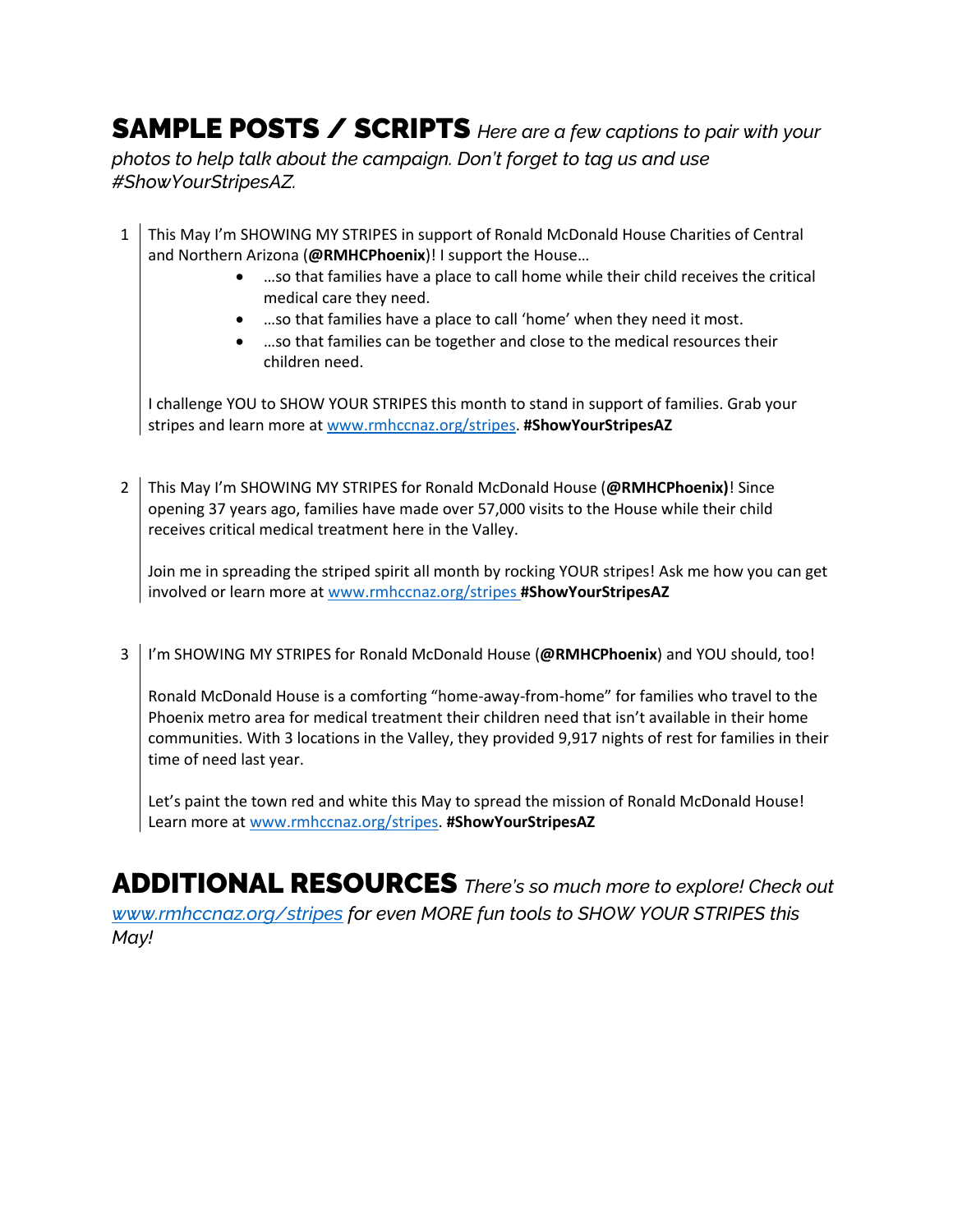## SAMPLE POSTS / SCRIPTS *Here are a few captions to pair with your photos to help talk about the campaign. Don't forget to tag us and use #ShowYourStripesAZ.*

1. This May I'm SHOWING MY STRIPES in support of Ronald McDonald House Charities of Central and Northern Arizona (**@RMHCPhoenix**)! I support the House…

   - …so that families have a place to call home while their child receives the critical medical care they need.
   - …so that families have a place to call 'home' when they need it most.
   - …so that families can be together and close to the medical resources their children need.

   I challenge YOU to SHOW YOUR STRIPES this month to stand in support of families. Grab your stripes and learn more at [www.rmhccnaz.org/stripes](http://www.rmhccnaz.org/stripes). **#ShowYourStripesAZ**

2. This May I'm SHOWING MY STRIPES for Ronald McDonald House (**@RMHCPhoenix)**! Since opening 37 years ago, families have made over 57,000 visits to the House while their child receives critical medical treatment here in the Valley.

   Join me in spreading the striped spirit all month by rocking YOUR stripes! Ask me how you can get involved or learn more at [www.rmhccnaz.org/stripes](http://www.rmhccnaz.org/stripes) **#ShowYourStripesAZ**

3. I'm SHOWING MY STRIPES for Ronald McDonald House (**@RMHCPhoenix**) and YOU should, too!

   Ronald McDonald House is a comforting "home-away-from-home" for families who travel to the Phoenix metro area for medical treatment their children need that isn't available in their home communities. With 3 locations in the Valley, they provided 9,917 nights of rest for families in their time of need last year.

   Let's paint the town red and white this May to spread the mission of Ronald McDonald House! Learn more at [www.rmhccnaz.org/stripes](http://www.rmhccnaz.org/stripes). **#ShowYourStripesAZ**

## ADDITIONAL RESOURCES *There's so much more to explore! Check out [www.rmhccnaz.org/stripes](http://www.rmhccnaz.org/stripes) for even MORE fun tools to SHOW YOUR STRIPES this May!*